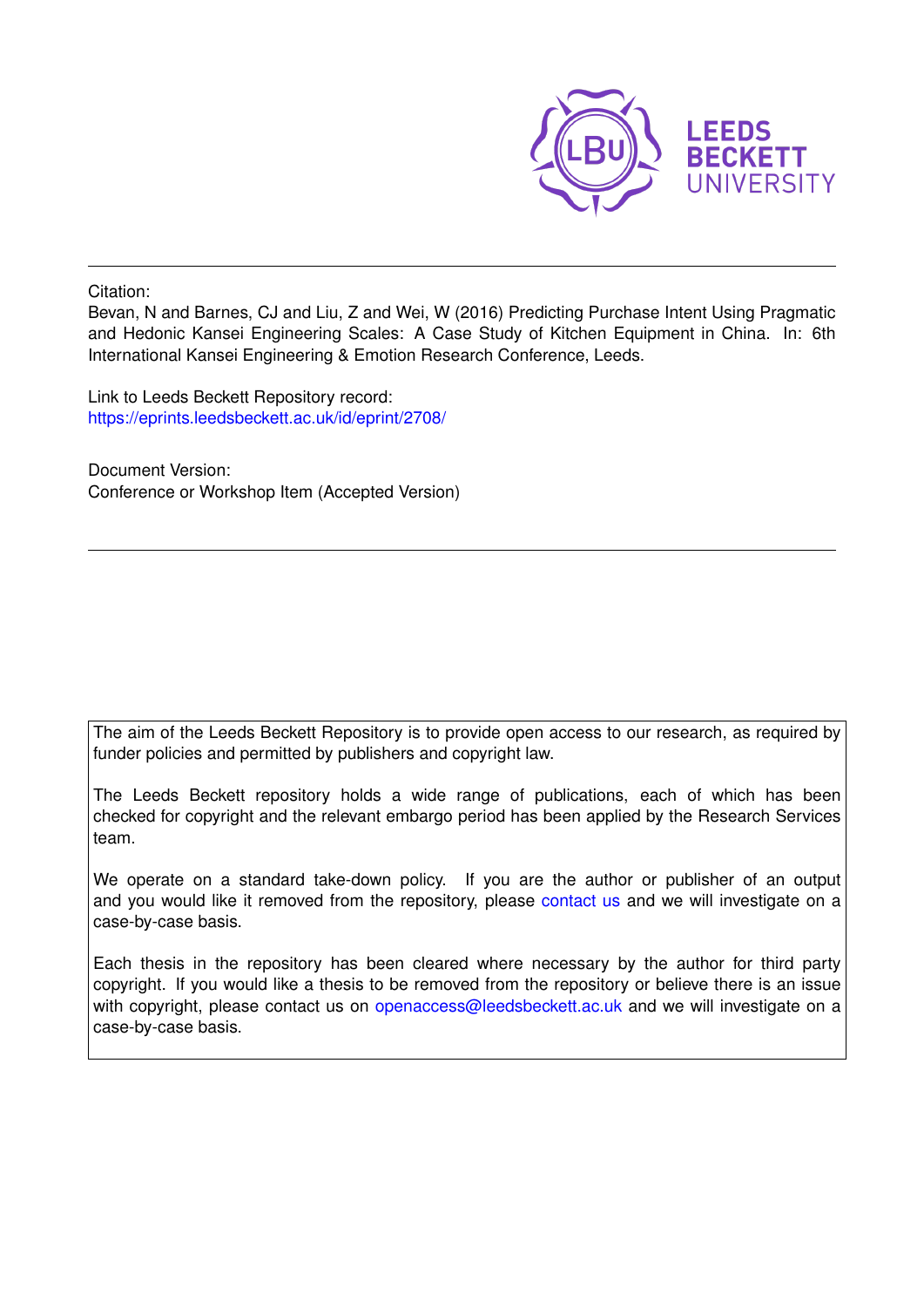Citation:
Bevan, N and Barnes, CJ and Liu, Z and Wei, W (2016) Predicting Purchase Intent Using Pragmatic and Hedonic Kansei Engineering Scales: A Case Study of Kitchen Equipment in China. In: 6th International Kansei Engineering & Emotion Research Conference, Leeds.

Link to Leeds Beckett Repository record:
https://eprints.leedsbeckett.ac.uk/id/eprint/2708/

Document Version:
Conference or Workshop Item (Accepted Version)

---

The aim of the Leeds Beckett Repository is to provide open access to our research, as required by funder policies and permitted by publishers and copyright law.

The Leeds Beckett repository holds a wide range of publications, each of which has been checked for copyright and the relevant embargo period has been applied by the Research Services team.

We operate on a standard take-down policy. If you are the author or publisher of an output and you would like it removed from the repository, please contact us and we will investigate on a case-by-case basis.

Each thesis in the repository has been cleared where necessary by the author for third party copyright. If you would like a thesis to be removed from the repository or believe there is an issue with copyright, please contact us on openaccess@leedsbeckett.ac.uk and we will investigate on a case-by-case basis.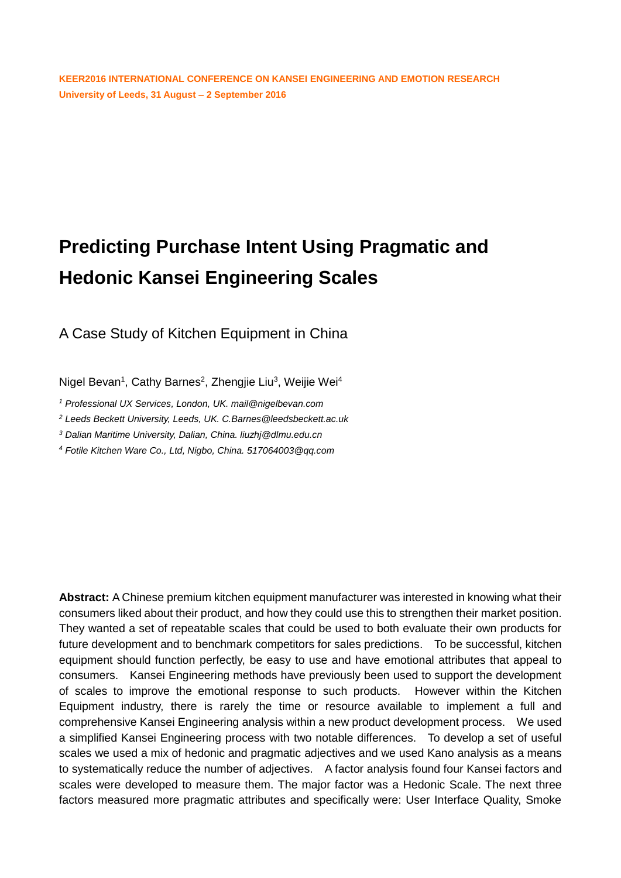KEER2016 INTERNATIONAL CONFERENCE ON KANSEI ENGINEERING AND EMOTION RESEARCH
University of Leeds, 31 August – 2 September 2016

# Predicting Purchase Intent Using Pragmatic and Hedonic Kansei Engineering Scales

## A Case Study of Kitchen Equipment in China

Nigel Bevan[1], Cathy Barnes[2], Zhengjie Liu[3], Weijie Wei[4]

*[1] Professional UX Services, London, UK. mail@nigelbevan.com*

*[2] Leeds Beckett University, Leeds, UK. C.Barnes@leedsbeckett.ac.uk*

*[3] Dalian Maritime University, Dalian, China. liuzhj@dlmu.edu.cn*

*[4] Fotile Kitchen Ware Co., Ltd, Nigbo, China. 517064003@qq.com*

**Abstract:** A Chinese premium kitchen equipment manufacturer was interested in knowing what their consumers liked about their product, and how they could use this to strengthen their market position. They wanted a set of repeatable scales that could be used to both evaluate their own products for future development and to benchmark competitors for sales predictions. To be successful, kitchen equipment should function perfectly, be easy to use and have emotional attributes that appeal to consumers. Kansei Engineering methods have previously been used to support the development of scales to improve the emotional response to such products. However within the Kitchen Equipment industry, there is rarely the time or resource available to implement a full and comprehensive Kansei Engineering analysis within a new product development process. We used a simplified Kansei Engineering process with two notable differences. To develop a set of useful scales we used a mix of hedonic and pragmatic adjectives and we used Kano analysis as a means to systematically reduce the number of adjectives. A factor analysis found four Kansei factors and scales were developed to measure them. The major factor was a Hedonic Scale. The next three factors measured more pragmatic attributes and specifically were: User Interface Quality, Smoke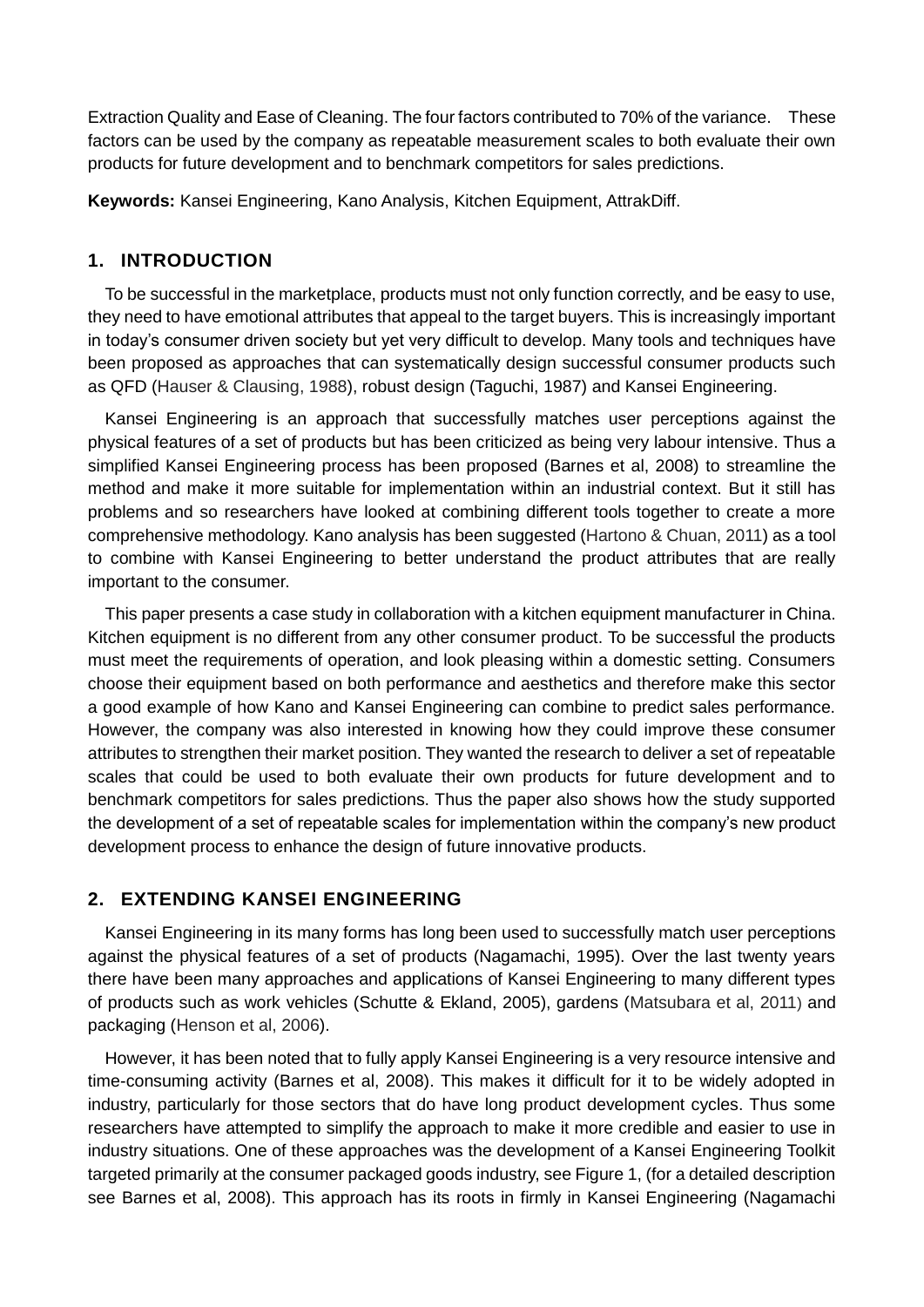Extraction Quality and Ease of Cleaning. The four factors contributed to 70% of the variance. These factors can be used by the company as repeatable measurement scales to both evaluate their own products for future development and to benchmark competitors for sales predictions.

**Keywords:** Kansei Engineering, Kano Analysis, Kitchen Equipment, AttrakDiff.

## 1. INTRODUCTION

To be successful in the marketplace, products must not only function correctly, and be easy to use, they need to have emotional attributes that appeal to the target buyers. This is increasingly important in today's consumer driven society but yet very difficult to develop. Many tools and techniques have been proposed as approaches that can systematically design successful consumer products such as QFD (Hauser & Clausing, 1988), robust design (Taguchi, 1987) and Kansei Engineering.

Kansei Engineering is an approach that successfully matches user perceptions against the physical features of a set of products but has been criticized as being very labour intensive. Thus a simplified Kansei Engineering process has been proposed (Barnes et al, 2008) to streamline the method and make it more suitable for implementation within an industrial context. But it still has problems and so researchers have looked at combining different tools together to create a more comprehensive methodology. Kano analysis has been suggested (Hartono & Chuan, 2011) as a tool to combine with Kansei Engineering to better understand the product attributes that are really important to the consumer.

This paper presents a case study in collaboration with a kitchen equipment manufacturer in China. Kitchen equipment is no different from any other consumer product. To be successful the products must meet the requirements of operation, and look pleasing within a domestic setting. Consumers choose their equipment based on both performance and aesthetics and therefore make this sector a good example of how Kano and Kansei Engineering can combine to predict sales performance. However, the company was also interested in knowing how they could improve these consumer attributes to strengthen their market position. They wanted the research to deliver a set of repeatable scales that could be used to both evaluate their own products for future development and to benchmark competitors for sales predictions. Thus the paper also shows how the study supported the development of a set of repeatable scales for implementation within the company's new product development process to enhance the design of future innovative products.

## 2. EXTENDING KANSEI ENGINEERING

Kansei Engineering in its many forms has long been used to successfully match user perceptions against the physical features of a set of products (Nagamachi, 1995). Over the last twenty years there have been many approaches and applications of Kansei Engineering to many different types of products such as work vehicles (Schutte & Ekland, 2005), gardens (Matsubara et al, 2011) and packaging (Henson et al, 2006).

However, it has been noted that to fully apply Kansei Engineering is a very resource intensive and time-consuming activity (Barnes et al, 2008). This makes it difficult for it to be widely adopted in industry, particularly for those sectors that do have long product development cycles. Thus some researchers have attempted to simplify the approach to make it more credible and easier to use in industry situations. One of these approaches was the development of a Kansei Engineering Toolkit targeted primarily at the consumer packaged goods industry, see Figure 1, (for a detailed description see Barnes et al, 2008). This approach has its roots in firmly in Kansei Engineering (Nagamachi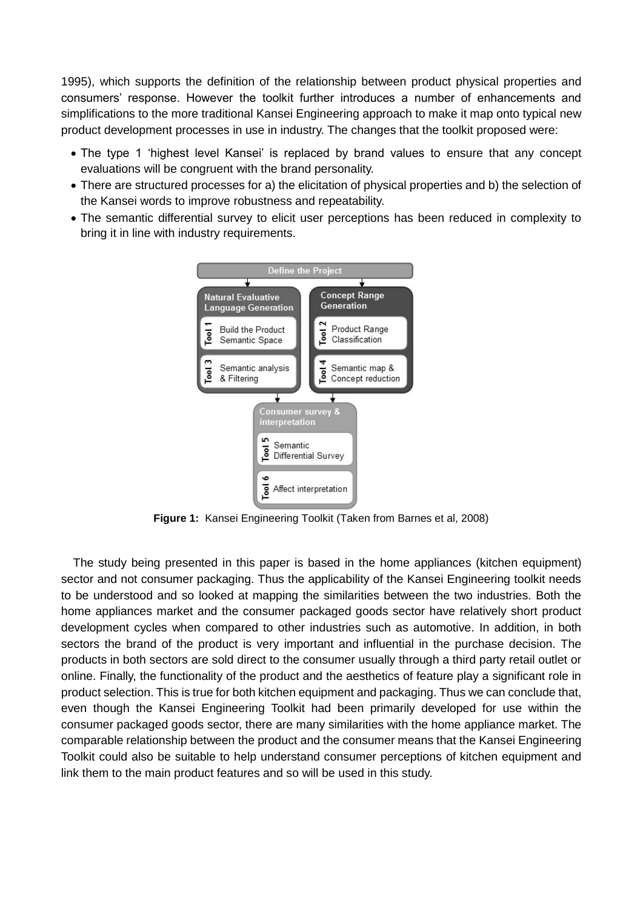1995), which supports the definition of the relationship between product physical properties and consumers' response. However the toolkit further introduces a number of enhancements and simplifications to the more traditional Kansei Engineering approach to make it map onto typical new product development processes in use in industry. The changes that the toolkit proposed were:

- The type 1 'highest level Kansei' is replaced by brand values to ensure that any concept evaluations will be congruent with the brand personality.
- There are structured processes for a) the elicitation of physical properties and b) the selection of the Kansei words to improve robustness and repeatability.
- The semantic differential survey to elicit user perceptions has been reduced in complexity to bring it in line with industry requirements.

**Figure 1:** Kansei Engineering Toolkit (Taken from Barnes et al, 2008)

The study being presented in this paper is based in the home appliances (kitchen equipment) sector and not consumer packaging. Thus the applicability of the Kansei Engineering toolkit needs to be understood and so looked at mapping the similarities between the two industries. Both the home appliances market and the consumer packaged goods sector have relatively short product development cycles when compared to other industries such as automotive. In addition, in both sectors the brand of the product is very important and influential in the purchase decision. The products in both sectors are sold direct to the consumer usually through a third party retail outlet or online. Finally, the functionality of the product and the aesthetics of feature play a significant role in product selection. This is true for both kitchen equipment and packaging. Thus we can conclude that, even though the Kansei Engineering Toolkit had been primarily developed for use within the consumer packaged goods sector, there are many similarities with the home appliance market. The comparable relationship between the product and the consumer means that the Kansei Engineering Toolkit could also be suitable to help understand consumer perceptions of kitchen equipment and link them to the main product features and so will be used in this study.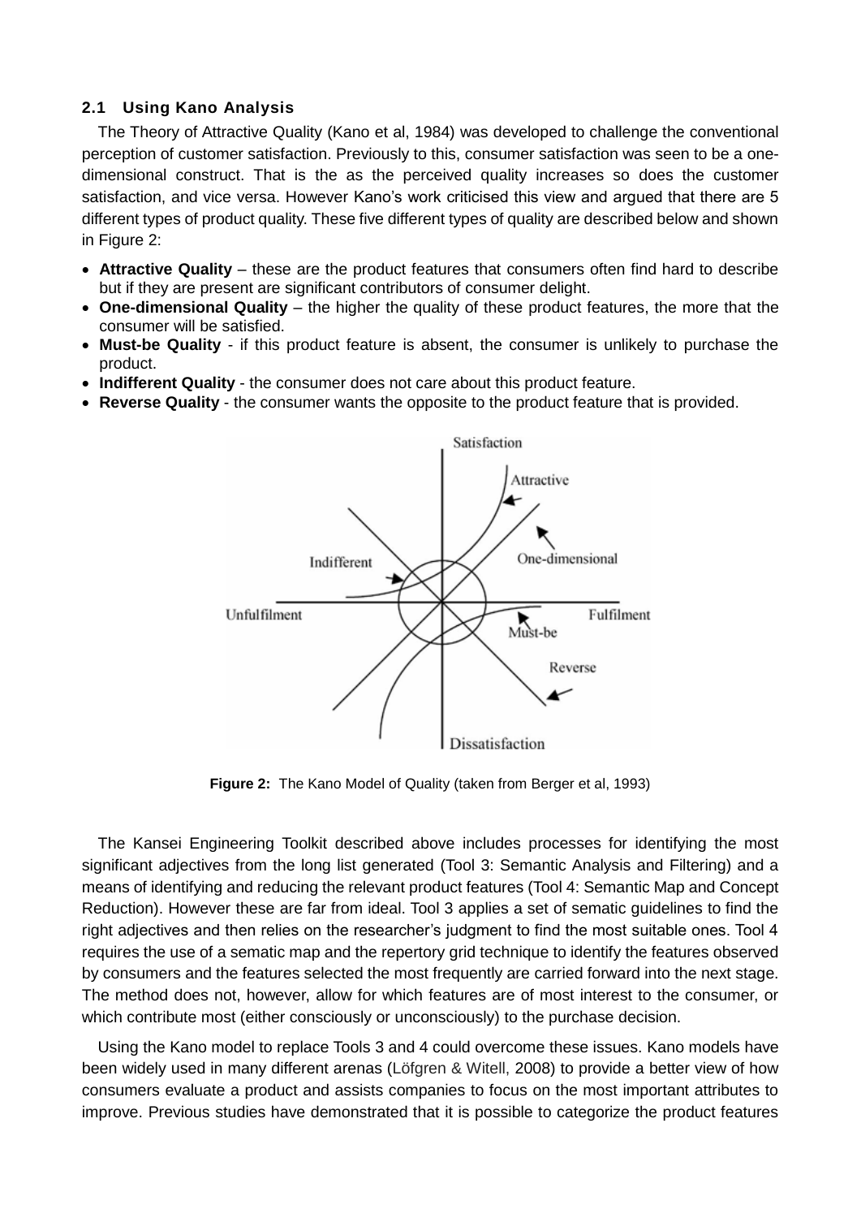## 2.1 Using Kano Analysis

The Theory of Attractive Quality (Kano et al, 1984) was developed to challenge the conventional perception of customer satisfaction. Previously to this, consumer satisfaction was seen to be a one-dimensional construct. That is the as the perceived quality increases so does the customer satisfaction, and vice versa. However Kano's work criticised this view and argued that there are 5 different types of product quality. These five different types of quality are described below and shown in Figure 2:

- **Attractive Quality** – these are the product features that consumers often find hard to describe but if they are present are significant contributors of consumer delight.
- **One-dimensional Quality** – the higher the quality of these product features, the more that the consumer will be satisfied.
- **Must-be Quality** - if this product feature is absent, the consumer is unlikely to purchase the product.
- **Indifferent Quality** - the consumer does not care about this product feature.
- **Reverse Quality** - the consumer wants the opposite to the product feature that is provided.

**Figure 2:** The Kano Model of Quality (taken from Berger et al, 1993)

The Kansei Engineering Toolkit described above includes processes for identifying the most significant adjectives from the long list generated (Tool 3: Semantic Analysis and Filtering) and a means of identifying and reducing the relevant product features (Tool 4: Semantic Map and Concept Reduction). However these are far from ideal. Tool 3 applies a set of sematic guidelines to find the right adjectives and then relies on the researcher's judgment to find the most suitable ones. Tool 4 requires the use of a sematic map and the repertory grid technique to identify the features observed by consumers and the features selected the most frequently are carried forward into the next stage. The method does not, however, allow for which features are of most interest to the consumer, or which contribute most (either consciously or unconsciously) to the purchase decision.

Using the Kano model to replace Tools 3 and 4 could overcome these issues. Kano models have been widely used in many different arenas (Löfgren & Witell, 2008) to provide a better view of how consumers evaluate a product and assists companies to focus on the most important attributes to improve. Previous studies have demonstrated that it is possible to categorize the product features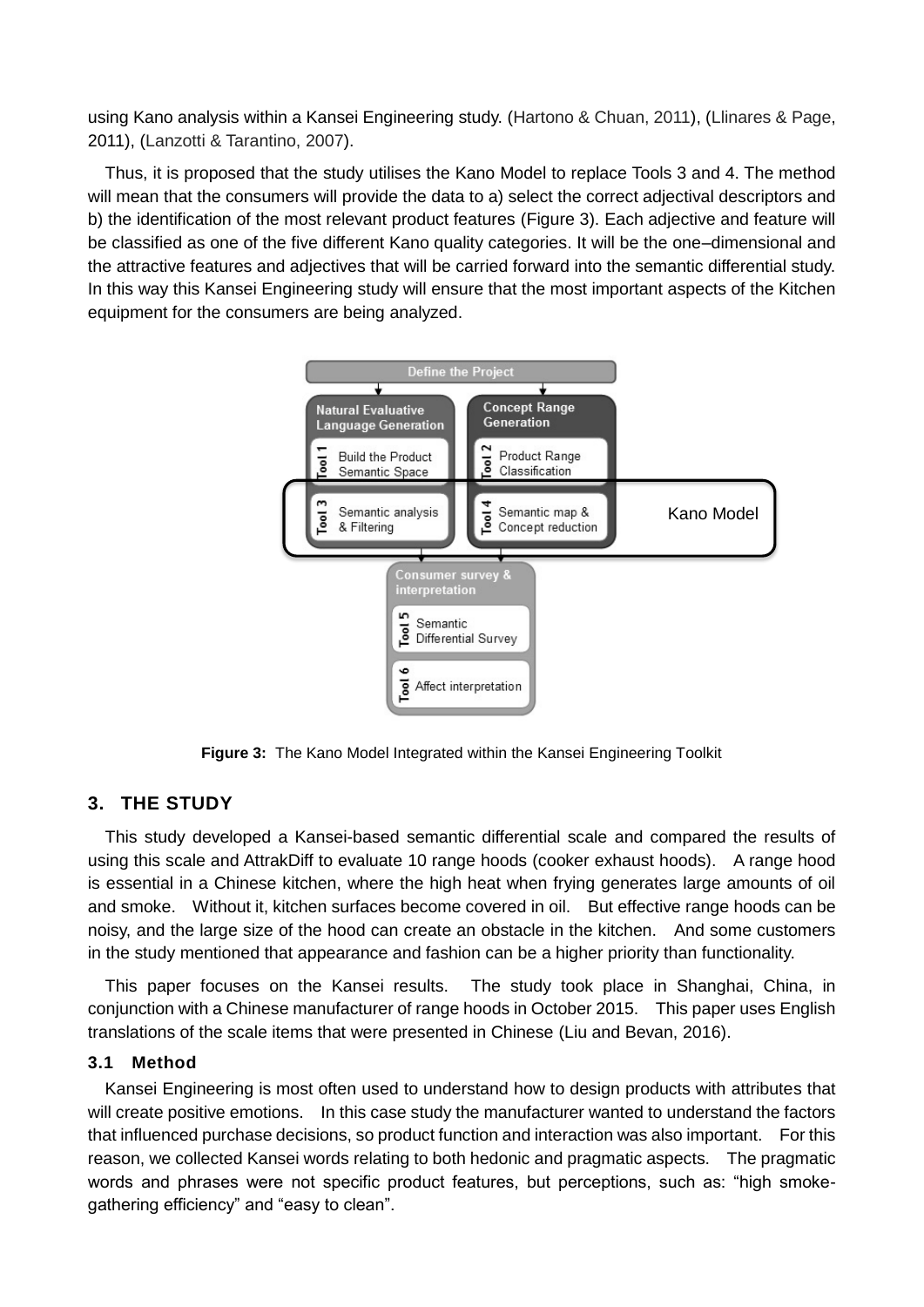using Kano analysis within a Kansei Engineering study. (Hartono & Chuan, 2011), (Llinares & Page, 2011), (Lanzotti & Tarantino, 2007).

Thus, it is proposed that the study utilises the Kano Model to replace Tools 3 and 4. The method will mean that the consumers will provide the data to a) select the correct adjectival descriptors and b) the identification of the most relevant product features (Figure 3). Each adjective and feature will be classified as one of the five different Kano quality categories. It will be the one–dimensional and the attractive features and adjectives that will be carried forward into the semantic differential study. In this way this Kansei Engineering study will ensure that the most important aspects of the Kitchen equipment for the consumers are being analyzed.

**Figure 3:** The Kano Model Integrated within the Kansei Engineering Toolkit

## 3. THE STUDY

This study developed a Kansei-based semantic differential scale and compared the results of using this scale and AttrakDiff to evaluate 10 range hoods (cooker exhaust hoods). A range hood is essential in a Chinese kitchen, where the high heat when frying generates large amounts of oil and smoke. Without it, kitchen surfaces become covered in oil. But effective range hoods can be noisy, and the large size of the hood can create an obstacle in the kitchen. And some customers in the study mentioned that appearance and fashion can be a higher priority than functionality.

This paper focuses on the Kansei results. The study took place in Shanghai, China, in conjunction with a Chinese manufacturer of range hoods in October 2015. This paper uses English translations of the scale items that were presented in Chinese (Liu and Bevan, 2016).

### 3.1 Method

Kansei Engineering is most often used to understand how to design products with attributes that will create positive emotions. In this case study the manufacturer wanted to understand the factors that influenced purchase decisions, so product function and interaction was also important. For this reason, we collected Kansei words relating to both hedonic and pragmatic aspects. The pragmatic words and phrases were not specific product features, but perceptions, such as: "high smoke-gathering efficiency" and "easy to clean".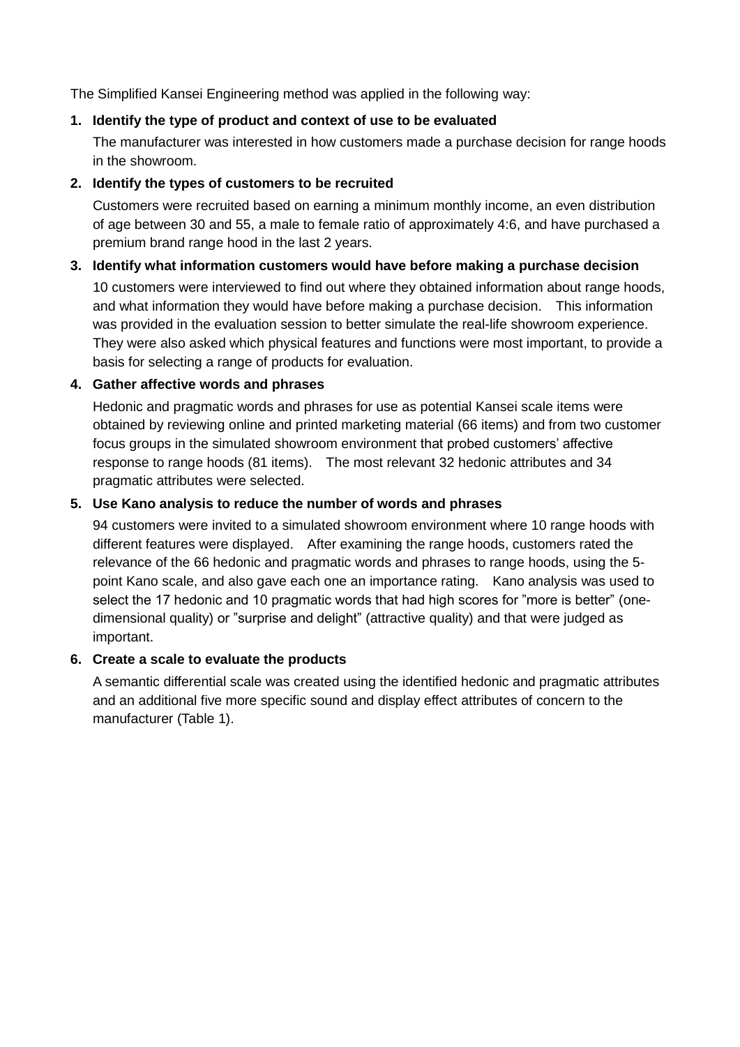The Simplified Kansei Engineering method was applied in the following way:

1. **Identify the type of product and context of use to be evaluated**

   The manufacturer was interested in how customers made a purchase decision for range hoods in the showroom.

2. **Identify the types of customers to be recruited**

   Customers were recruited based on earning a minimum monthly income, an even distribution of age between 30 and 55, a male to female ratio of approximately 4:6, and have purchased a premium brand range hood in the last 2 years.

3. **Identify what information customers would have before making a purchase decision**

   10 customers were interviewed to find out where they obtained information about range hoods, and what information they would have before making a purchase decision. This information was provided in the evaluation session to better simulate the real-life showroom experience. They were also asked which physical features and functions were most important, to provide a basis for selecting a range of products for evaluation.

4. **Gather affective words and phrases**

   Hedonic and pragmatic words and phrases for use as potential Kansei scale items were obtained by reviewing online and printed marketing material (66 items) and from two customer focus groups in the simulated showroom environment that probed customers' affective response to range hoods (81 items). The most relevant 32 hedonic attributes and 34 pragmatic attributes were selected.

5. **Use Kano analysis to reduce the number of words and phrases**

   94 customers were invited to a simulated showroom environment where 10 range hoods with different features were displayed. After examining the range hoods, customers rated the relevance of the 66 hedonic and pragmatic words and phrases to range hoods, using the 5-point Kano scale, and also gave each one an importance rating. Kano analysis was used to select the 17 hedonic and 10 pragmatic words that had high scores for "more is better" (one-dimensional quality) or "surprise and delight" (attractive quality) and that were judged as important.

6. **Create a scale to evaluate the products**

   A semantic differential scale was created using the identified hedonic and pragmatic attributes and an additional five more specific sound and display effect attributes of concern to the manufacturer (Table 1).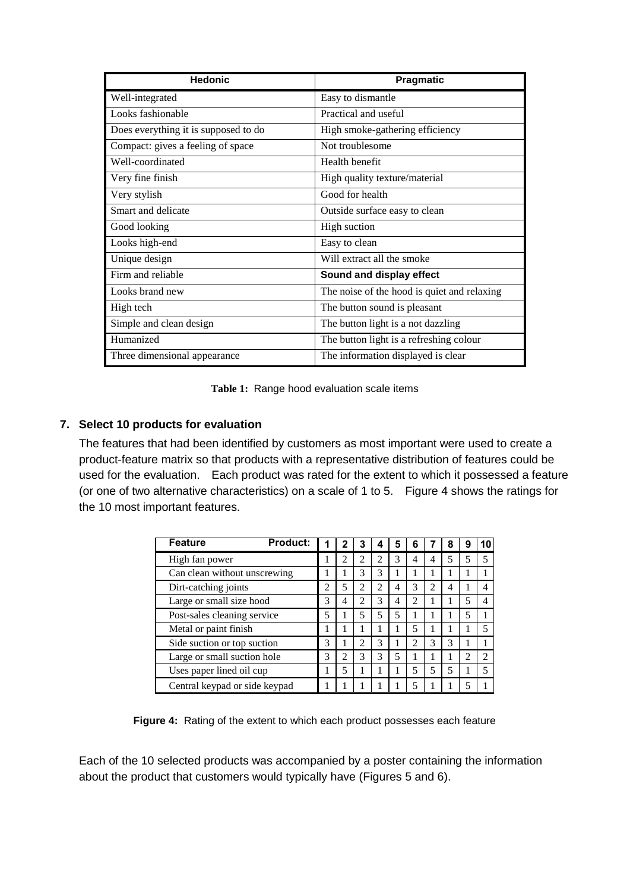| Hedonic | Pragmatic |
|---|---|
| Well-integrated | Easy to dismantle |
| Looks fashionable | Practical and useful |
| Does everything it is supposed to do | High smoke-gathering efficiency |
| Compact: gives a feeling of space | Not troublesome |
| Well-coordinated | Health benefit |
| Very fine finish | High quality texture/material |
| Very stylish | Good for health |
| Smart and delicate | Outside surface easy to clean |
| Good looking | High suction |
| Looks high-end | Easy to clean |
| Unique design | Will extract all the smoke |
| Firm and reliable | **Sound and display effect** |
| Looks brand new | The noise of the hood is quiet and relaxing |
| High tech | The button sound is pleasant |
| Simple and clean design | The button light is a not dazzling |
| Humanized | The button light is a refreshing colour |
| Three dimensional appearance | The information displayed is clear |

**Table 1:** Range hood evaluation scale items

## 7. Select 10 products for evaluation

The features that had been identified by customers as most important were used to create a product-feature matrix so that products with a representative distribution of features could be used for the evaluation. Each product was rated for the extent to which it possessed a feature (or one of two alternative characteristics) on a scale of 1 to 5. Figure 4 shows the ratings for the 10 most important features.

| Feature Product: | 1 | 2 | 3 | 4 | 5 | 6 | 7 | 8 | 9 | 10 |
|---|---|---|---|---|---|---|---|---|---|---|
| High fan power | 1 | 2 | 2 | 2 | 3 | 4 | 4 | 5 | 5 | 5 |
| Can clean without unscrewing | 1 | 1 | 3 | 3 | 1 | 1 | 1 | 1 | 1 | 1 |
| Dirt-catching joints | 2 | 5 | 2 | 2 | 4 | 3 | 2 | 4 | 1 | 4 |
| Large or small size hood | 3 | 4 | 2 | 3 | 4 | 2 | 1 | 1 | 5 | 4 |
| Post-sales cleaning service | 5 | 1 | 5 | 5 | 5 | 1 | 1 | 1 | 5 | 1 |
| Metal or paint finish | 1 | 1 | 1 | 1 | 1 | 5 | 1 | 1 | 1 | 5 |
| Side suction or top suction | 3 | 1 | 2 | 3 | 1 | 2 | 3 | 3 | 1 | 1 |
| Large or small suction hole | 3 | 2 | 3 | 3 | 5 | 1 | 1 | 1 | 2 | 2 |
| Uses paper lined oil cup | 1 | 5 | 1 | 1 | 1 | 5 | 5 | 5 | 1 | 5 |
| Central keypad or side keypad | 1 | 1 | 1 | 1 | 1 | 5 | 1 | 1 | 5 | 1 |

**Figure 4:** Rating of the extent to which each product possesses each feature

Each of the 10 selected products was accompanied by a poster containing the information about the product that customers would typically have (Figures 5 and 6).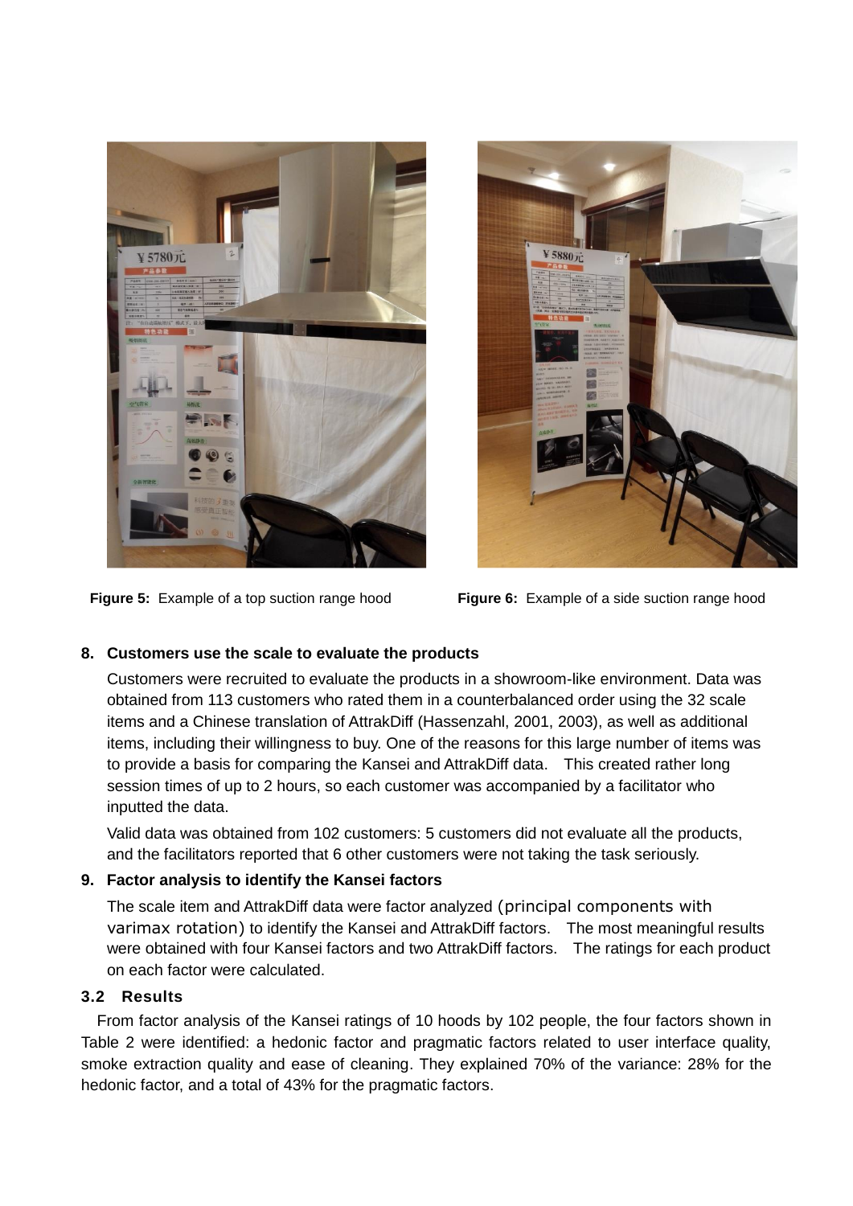**Figure 5:** Example of a top suction range hood

**Figure 6:** Example of a side suction range hood

**8. Customers use the scale to evaluate the products**

Customers were recruited to evaluate the products in a showroom-like environment. Data was obtained from 113 customers who rated them in a counterbalanced order using the 32 scale items and a Chinese translation of AttrakDiff (Hassenzahl, 2001, 2003), as well as additional items, including their willingness to buy. One of the reasons for this large number of items was to provide a basis for comparing the Kansei and AttrakDiff data. This created rather long session times of up to 2 hours, so each customer was accompanied by a facilitator who inputted the data.

Valid data was obtained from 102 customers: 5 customers did not evaluate all the products, and the facilitators reported that 6 other customers were not taking the task seriously.

**9. Factor analysis to identify the Kansei factors**

The scale item and AttrakDiff data were factor analyzed (principal components with varimax rotation) to identify the Kansei and AttrakDiff factors. The most meaningful results were obtained with four Kansei factors and two AttrakDiff factors. The ratings for each product on each factor were calculated.

### 3.2 Results

From factor analysis of the Kansei ratings of 10 hoods by 102 people, the four factors shown in Table 2 were identified: a hedonic factor and pragmatic factors related to user interface quality, smoke extraction quality and ease of cleaning. They explained 70% of the variance: 28% for the hedonic factor, and a total of 43% for the pragmatic factors.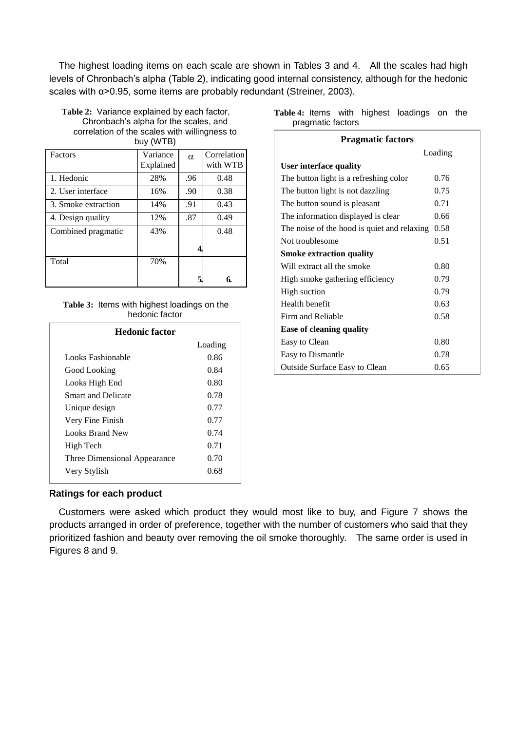The highest loading items on each scale are shown in Tables 3 and 4. All the scales had high levels of Chronbach's alpha (Table 2), indicating good internal consistency, although for the hedonic scales with α>0.95, some items are probably redundant (Streiner, 2003).

**Table 2:** Variance explained by each factor, Chronbach's alpha for the scales, and correlation of the scales with willingness to buy (WTB)

| Factors | Variance Explained | α | Correlation with WTB |
|---|---|---|---|
| 1. Hedonic | 28% | .96 | 0.48 |
| 2. User interface | 16% | .90 | 0.38 |
| 3. Smoke extraction | 14% | .91 | 0.43 |
| 4. Design quality | 12% | .87 | 0.49 |
| Combined pragmatic | 43% | 4. | 0.48 |
| Total | 70% | 5. | 6. |

**Table 3:** Items with highest loadings on the hedonic factor

| Hedonic factor | Loading |
|---|---|
| Looks Fashionable | 0.86 |
| Good Looking | 0.84 |
| Looks High End | 0.80 |
| Smart and Delicate | 0.78 |
| Unique design | 0.77 |
| Very Fine Finish | 0.77 |
| Looks Brand New | 0.74 |
| High Tech | 0.71 |
| Three Dimensional Appearance | 0.70 |
| Very Stylish | 0.68 |

**Table 4:** Items with highest loadings on the pragmatic factors

| Pragmatic factors | Loading |
|---|---|
| **User interface quality** | |
| The button light is a refreshing color | 0.76 |
| The button light is not dazzling | 0.75 |
| The button sound is pleasant | 0.71 |
| The information displayed is clear | 0.66 |
| The noise of the hood is quiet and relaxing | 0.58 |
| Not troublesome | 0.51 |
| **Smoke extraction quality** | |
| Will extract all the smoke | 0.80 |
| High smoke gathering efficiency | 0.79 |
| High suction | 0.79 |
| Health benefit | 0.63 |
| Firm and Reliable | 0.58 |
| **Ease of cleaning quality** | |
| Easy to Clean | 0.80 |
| Easy to Dismantle | 0.78 |
| Outside Surface Easy to Clean | 0.65 |

### Ratings for each product

Customers were asked which product they would most like to buy, and Figure 7 shows the products arranged in order of preference, together with the number of customers who said that they prioritized fashion and beauty over removing the oil smoke thoroughly. The same order is used in Figures 8 and 9.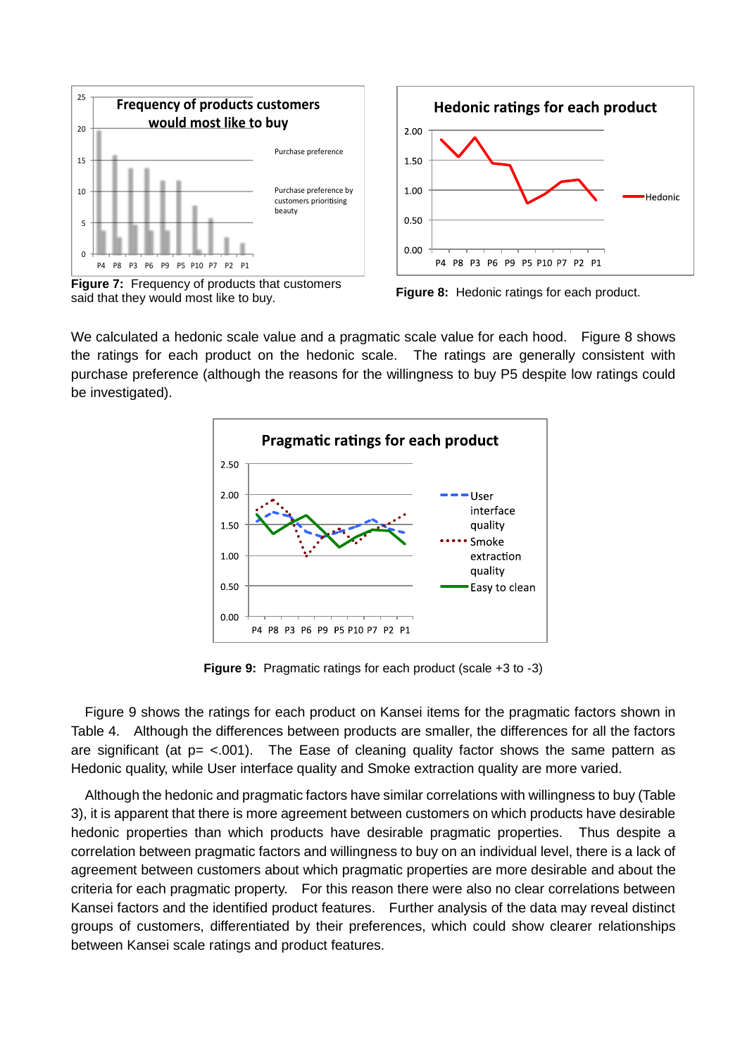**Figure 7:** Frequency of products that customers said that they would most like to buy.

**Figure 8:** Hedonic ratings for each product.

We calculated a hedonic scale value and a pragmatic scale value for each hood. Figure 8 shows the ratings for each product on the hedonic scale. The ratings are generally consistent with purchase preference (although the reasons for the willingness to buy P5 despite low ratings could be investigated).

**Figure 9:** Pragmatic ratings for each product (scale +3 to -3)

Figure 9 shows the ratings for each product on Kansei items for the pragmatic factors shown in Table 4. Although the differences between products are smaller, the differences for all the factors are significant (at p= <.001). The Ease of cleaning quality factor shows the same pattern as Hedonic quality, while User interface quality and Smoke extraction quality are more varied.

Although the hedonic and pragmatic factors have similar correlations with willingness to buy (Table 3), it is apparent that there is more agreement between customers on which products have desirable hedonic properties than which products have desirable pragmatic properties. Thus despite a correlation between pragmatic factors and willingness to buy on an individual level, there is a lack of agreement between customers about which pragmatic properties are more desirable and about the criteria for each pragmatic property. For this reason there were also no clear correlations between Kansei factors and the identified product features. Further analysis of the data may reveal distinct groups of customers, differentiated by their preferences, which could show clearer relationships between Kansei scale ratings and product features.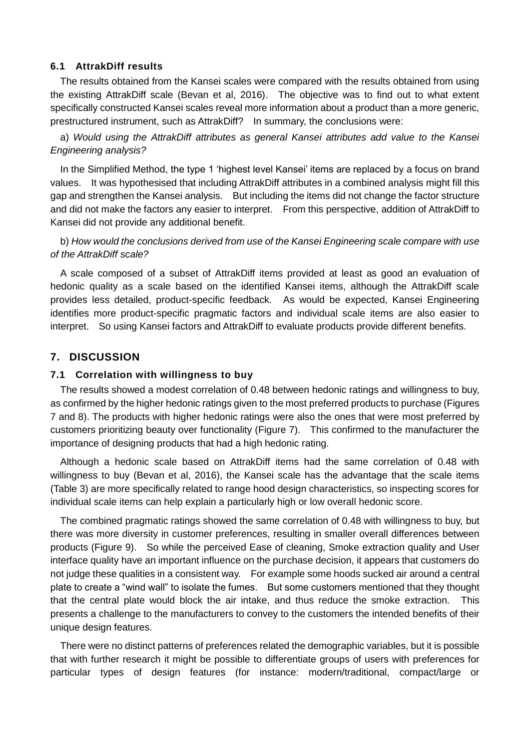### 6.1 AttrakDiff results

The results obtained from the Kansei scales were compared with the results obtained from using the existing AttrakDiff scale (Bevan et al, 2016). The objective was to find out to what extent specifically constructed Kansei scales reveal more information about a product than a more generic, prestructured instrument, such as AttrakDiff? In summary, the conclusions were:

a) *Would using the AttrakDiff attributes as general Kansei attributes add value to the Kansei Engineering analysis?*

In the Simplified Method, the type 1 'highest level Kansei' items are replaced by a focus on brand values. It was hypothesised that including AttrakDiff attributes in a combined analysis might fill this gap and strengthen the Kansei analysis. But including the items did not change the factor structure and did not make the factors any easier to interpret. From this perspective, addition of AttrakDiff to Kansei did not provide any additional benefit.

b) *How would the conclusions derived from use of the Kansei Engineering scale compare with use of the AttrakDiff scale?*

A scale composed of a subset of AttrakDiff items provided at least as good an evaluation of hedonic quality as a scale based on the identified Kansei items, although the AttrakDiff scale provides less detailed, product-specific feedback. As would be expected, Kansei Engineering identifies more product-specific pragmatic factors and individual scale items are also easier to interpret. So using Kansei factors and AttrakDiff to evaluate products provide different benefits.

## 7. DISCUSSION

### 7.1 Correlation with willingness to buy

The results showed a modest correlation of 0.48 between hedonic ratings and willingness to buy, as confirmed by the higher hedonic ratings given to the most preferred products to purchase (Figures 7 and 8). The products with higher hedonic ratings were also the ones that were most preferred by customers prioritizing beauty over functionality (Figure 7). This confirmed to the manufacturer the importance of designing products that had a high hedonic rating.

Although a hedonic scale based on AttrakDiff items had the same correlation of 0.48 with willingness to buy (Bevan et al, 2016), the Kansei scale has the advantage that the scale items (Table 3) are more specifically related to range hood design characteristics, so inspecting scores for individual scale items can help explain a particularly high or low overall hedonic score.

The combined pragmatic ratings showed the same correlation of 0.48 with willingness to buy, but there was more diversity in customer preferences, resulting in smaller overall differences between products (Figure 9). So while the perceived Ease of cleaning, Smoke extraction quality and User interface quality have an important influence on the purchase decision, it appears that customers do not judge these qualities in a consistent way. For example some hoods sucked air around a central plate to create a "wind wall" to isolate the fumes. But some customers mentioned that they thought that the central plate would block the air intake, and thus reduce the smoke extraction. This presents a challenge to the manufacturers to convey to the customers the intended benefits of their unique design features.

There were no distinct patterns of preferences related the demographic variables, but it is possible that with further research it might be possible to differentiate groups of users with preferences for particular types of design features (for instance: modern/traditional, compact/large or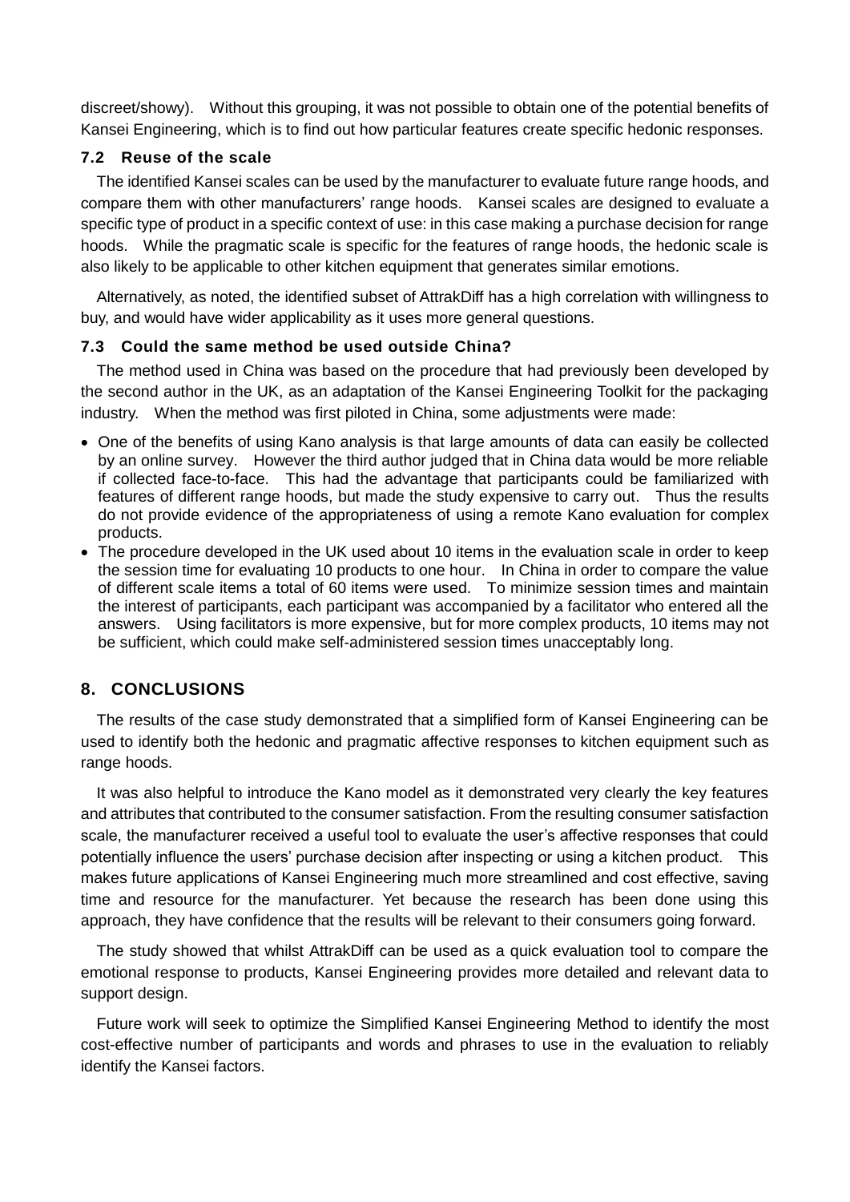discreet/showy). Without this grouping, it was not possible to obtain one of the potential benefits of Kansei Engineering, which is to find out how particular features create specific hedonic responses.

### 7.2 Reuse of the scale

The identified Kansei scales can be used by the manufacturer to evaluate future range hoods, and compare them with other manufacturers' range hoods. Kansei scales are designed to evaluate a specific type of product in a specific context of use: in this case making a purchase decision for range hoods. While the pragmatic scale is specific for the features of range hoods, the hedonic scale is also likely to be applicable to other kitchen equipment that generates similar emotions.

Alternatively, as noted, the identified subset of AttrakDiff has a high correlation with willingness to buy, and would have wider applicability as it uses more general questions.

### 7.3 Could the same method be used outside China?

The method used in China was based on the procedure that had previously been developed by the second author in the UK, as an adaptation of the Kansei Engineering Toolkit for the packaging industry. When the method was first piloted in China, some adjustments were made:

- One of the benefits of using Kano analysis is that large amounts of data can easily be collected by an online survey. However the third author judged that in China data would be more reliable if collected face-to-face. This had the advantage that participants could be familiarized with features of different range hoods, but made the study expensive to carry out. Thus the results do not provide evidence of the appropriateness of using a remote Kano evaluation for complex products.
- The procedure developed in the UK used about 10 items in the evaluation scale in order to keep the session time for evaluating 10 products to one hour. In China in order to compare the value of different scale items a total of 60 items were used. To minimize session times and maintain the interest of participants, each participant was accompanied by a facilitator who entered all the answers. Using facilitators is more expensive, but for more complex products, 10 items may not be sufficient, which could make self-administered session times unacceptably long.

## 8. CONCLUSIONS

The results of the case study demonstrated that a simplified form of Kansei Engineering can be used to identify both the hedonic and pragmatic affective responses to kitchen equipment such as range hoods.

It was also helpful to introduce the Kano model as it demonstrated very clearly the key features and attributes that contributed to the consumer satisfaction. From the resulting consumer satisfaction scale, the manufacturer received a useful tool to evaluate the user's affective responses that could potentially influence the users' purchase decision after inspecting or using a kitchen product. This makes future applications of Kansei Engineering much more streamlined and cost effective, saving time and resource for the manufacturer. Yet because the research has been done using this approach, they have confidence that the results will be relevant to their consumers going forward.

The study showed that whilst AttrakDiff can be used as a quick evaluation tool to compare the emotional response to products, Kansei Engineering provides more detailed and relevant data to support design.

Future work will seek to optimize the Simplified Kansei Engineering Method to identify the most cost-effective number of participants and words and phrases to use in the evaluation to reliably identify the Kansei factors.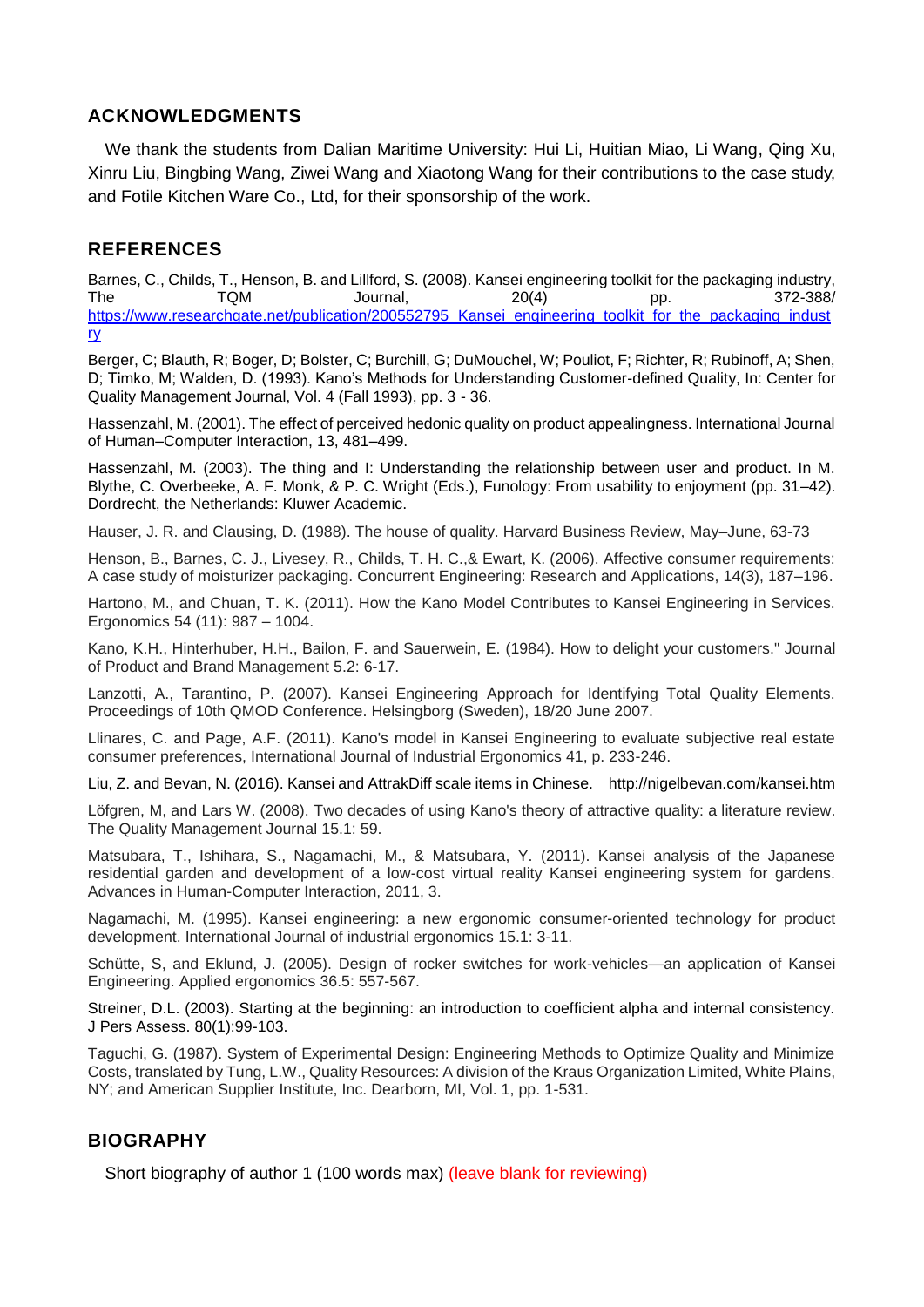## ACKNOWLEDGMENTS

We thank the students from Dalian Maritime University: Hui Li, Huitian Miao, Li Wang, Qing Xu, Xinru Liu, Bingbing Wang, Ziwei Wang and Xiaotong Wang for their contributions to the case study, and Fotile Kitchen Ware Co., Ltd, for their sponsorship of the work.

## REFERENCES

Barnes, C., Childs, T., Henson, B. and Lillford, S. (2008). Kansei engineering toolkit for the packaging industry, The TQM Journal, 20(4) pp. 372-388/ https://www.researchgate.net/publication/200552795_Kansei_engineering_toolkit_for_the_packaging_industry

Berger, C; Blauth, R; Boger, D; Bolster, C; Burchill, G; DuMouchel, W; Pouliot, F; Richter, R; Rubinoff, A; Shen, D; Timko, M; Walden, D. (1993). Kano's Methods for Understanding Customer-defined Quality, In: Center for Quality Management Journal, Vol. 4 (Fall 1993), pp. 3 - 36.

Hassenzahl, M. (2001). The effect of perceived hedonic quality on product appealingness. International Journal of Human–Computer Interaction, 13, 481–499.

Hassenzahl, M. (2003). The thing and I: Understanding the relationship between user and product. In M. Blythe, C. Overbeeke, A. F. Monk, & P. C. Wright (Eds.), Funology: From usability to enjoyment (pp. 31–42). Dordrecht, the Netherlands: Kluwer Academic.

Hauser, J. R. and Clausing, D. (1988). The house of quality. Harvard Business Review, May–June, 63-73

Henson, B., Barnes, C. J., Livesey, R., Childs, T. H. C.,& Ewart, K. (2006). Affective consumer requirements: A case study of moisturizer packaging. Concurrent Engineering: Research and Applications, 14(3), 187–196.

Hartono, M., and Chuan, T. K. (2011). How the Kano Model Contributes to Kansei Engineering in Services. Ergonomics 54 (11): 987 – 1004.

Kano, K.H., Hinterhuber, H.H., Bailon, F. and Sauerwein, E. (1984). How to delight your customers." Journal of Product and Brand Management 5.2: 6-17.

Lanzotti, A., Tarantino, P. (2007). Kansei Engineering Approach for Identifying Total Quality Elements. Proceedings of 10th QMOD Conference. Helsingborg (Sweden), 18/20 June 2007.

Llinares, C. and Page, A.F. (2011). Kano's model in Kansei Engineering to evaluate subjective real estate consumer preferences, International Journal of Industrial Ergonomics 41, p. 233-246.

Liu, Z. and Bevan, N. (2016). Kansei and AttrakDiff scale items in Chinese. http://nigelbevan.com/kansei.htm

Löfgren, M, and Lars W. (2008). Two decades of using Kano's theory of attractive quality: a literature review. The Quality Management Journal 15.1: 59.

Matsubara, T., Ishihara, S., Nagamachi, M., & Matsubara, Y. (2011). Kansei analysis of the Japanese residential garden and development of a low-cost virtual reality Kansei engineering system for gardens. Advances in Human-Computer Interaction, 2011, 3.

Nagamachi, M. (1995). Kansei engineering: a new ergonomic consumer-oriented technology for product development. International Journal of industrial ergonomics 15.1: 3-11.

Schütte, S, and Eklund, J. (2005). Design of rocker switches for work-vehicles—an application of Kansei Engineering. Applied ergonomics 36.5: 557-567.

Streiner, D.L. (2003). Starting at the beginning: an introduction to coefficient alpha and internal consistency. J Pers Assess. 80(1):99-103.

Taguchi, G. (1987). System of Experimental Design: Engineering Methods to Optimize Quality and Minimize Costs, translated by Tung, L.W., Quality Resources: A division of the Kraus Organization Limited, White Plains, NY; and American Supplier Institute, Inc. Dearborn, MI, Vol. 1, pp. 1-531.

## BIOGRAPHY

Short biography of author 1 (100 words max) (leave blank for reviewing)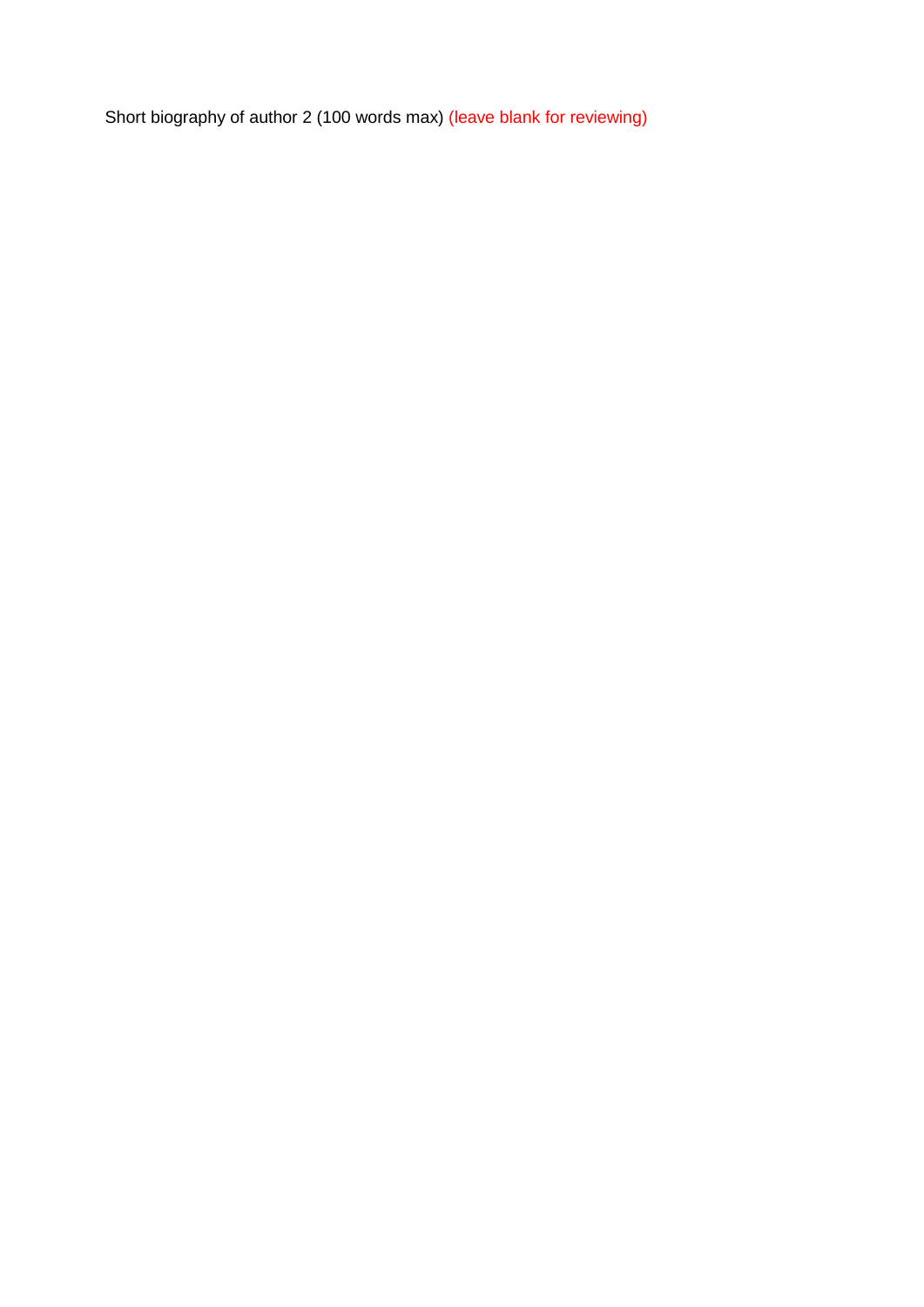Short biography of author 2 (100 words max) (leave blank for reviewing)